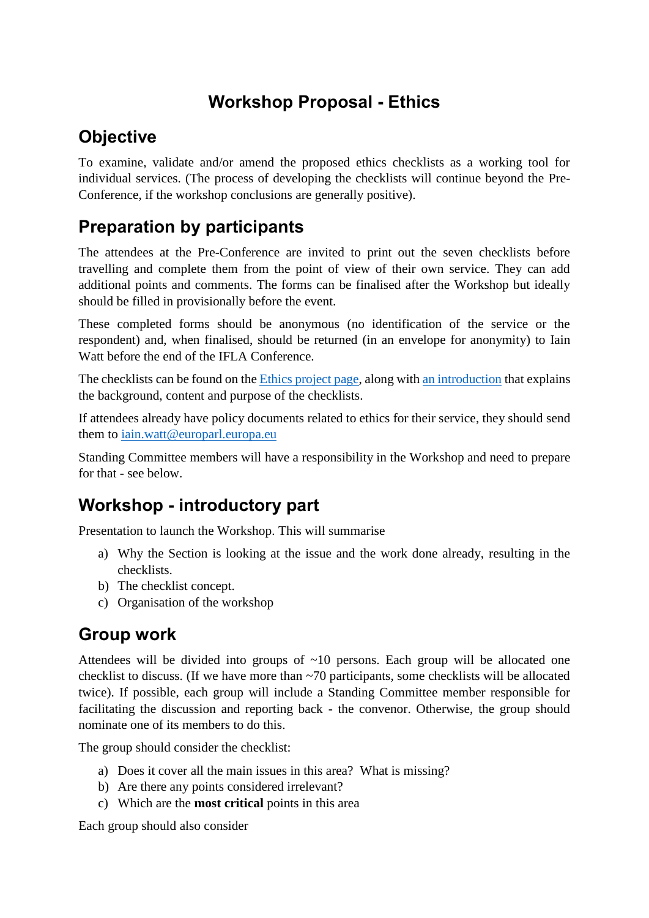# Workshop Proposal - Ethics

## Objective

To examine, validate and/or amend the proposed ethics checklists as a working tool for individual services. (The process of developing the checklists will continue beyond the Pre-Conference, if the workshop conclusions are generally positive).

## Preparation by participants

The attendees at the Pre-Conference are invited to print out the seven checklists before travelling and complete them from the point of view of their own service. They can add additional points and comments. The forms can be finalised after the Workshop but ideally should be filled in provisionally before the event.

These completed forms should be anonymous (no identification of the service or the respondent) and, when finalised, should be returned (in an envelope for anonymity) to Iain Watt before the end of the IFLA Conference.

The checklists can be found on the Ethics project page, along with an introduction that explains the background, content and purpose of the checklists.

If attendees already have policy documents related to ethics for their service, they should send them to iain.watt@europarl.europa.eu

Standing Committee members will have a responsibility in the Workshop and need to prepare for that - see below.

## Workshop - introductory part

Presentation to launch the Workshop. This will summarise

a) Why the Section is looking at the issue and the work done already, resulting in the checklists.
b) The checklist concept.
c) Organisation of the workshop

## Group work

Attendees will be divided into groups of ~10 persons. Each group will be allocated one checklist to discuss. (If we have more than ~70 participants, some checklists will be allocated twice). If possible, each group will include a Standing Committee member responsible for facilitating the discussion and reporting back - the convenor. Otherwise, the group should nominate one of its members to do this.

The group should consider the checklist:

a) Does it cover all the main issues in this area? What is missing?
b) Are there any points considered irrelevant?
c) Which are the **most critical** points in this area

Each group should also consider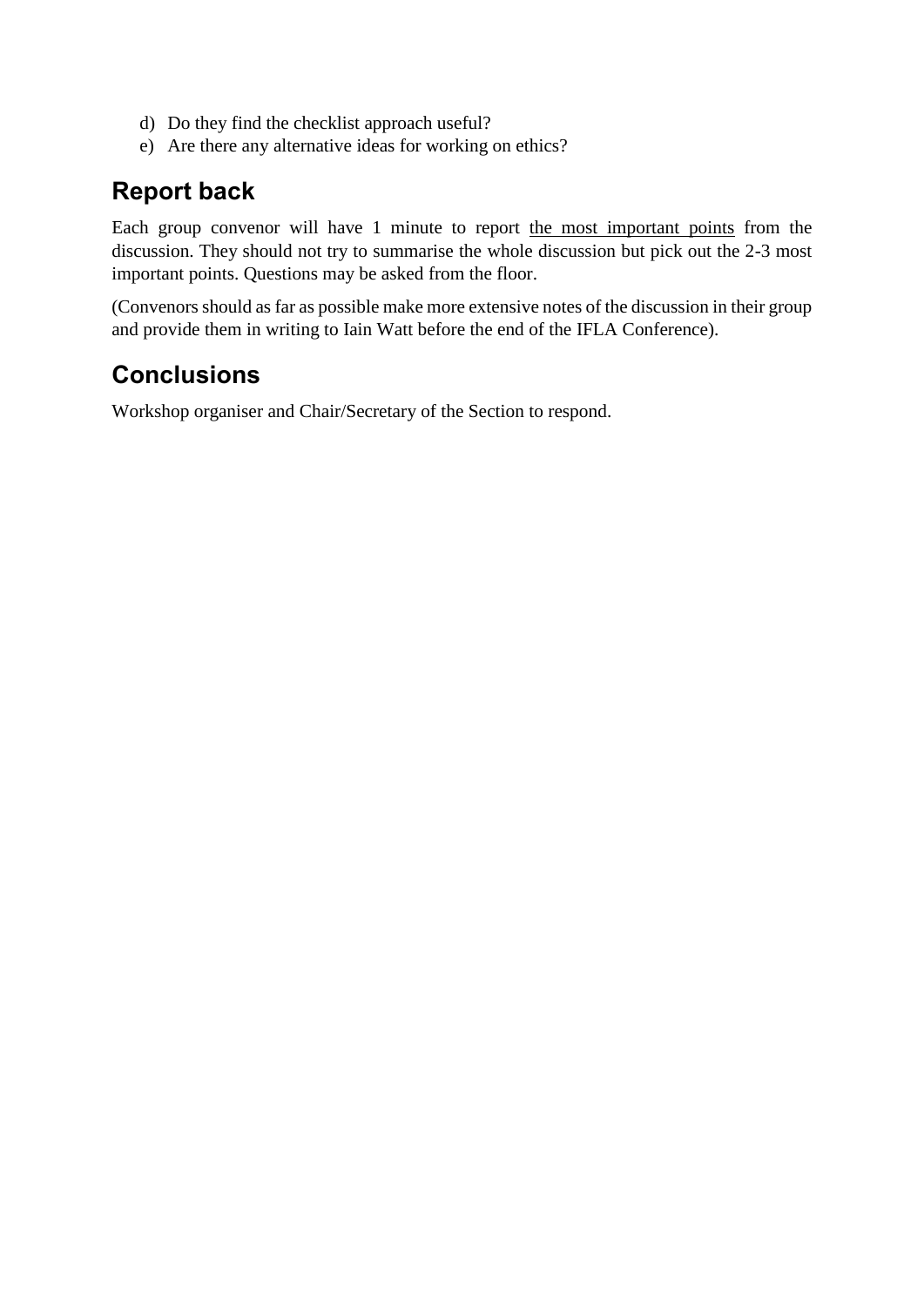d) Do they find the checklist approach useful?
e) Are there any alternative ideas for working on ethics?

## Report back

Each group convenor will have 1 minute to report <u>the most important points</u> from the discussion. They should not try to summarise the whole discussion but pick out the 2-3 most important points. Questions may be asked from the floor.

(Convenors should as far as possible make more extensive notes of the discussion in their group and provide them in writing to Iain Watt before the end of the IFLA Conference).

## Conclusions

Workshop organiser and Chair/Secretary of the Section to respond.